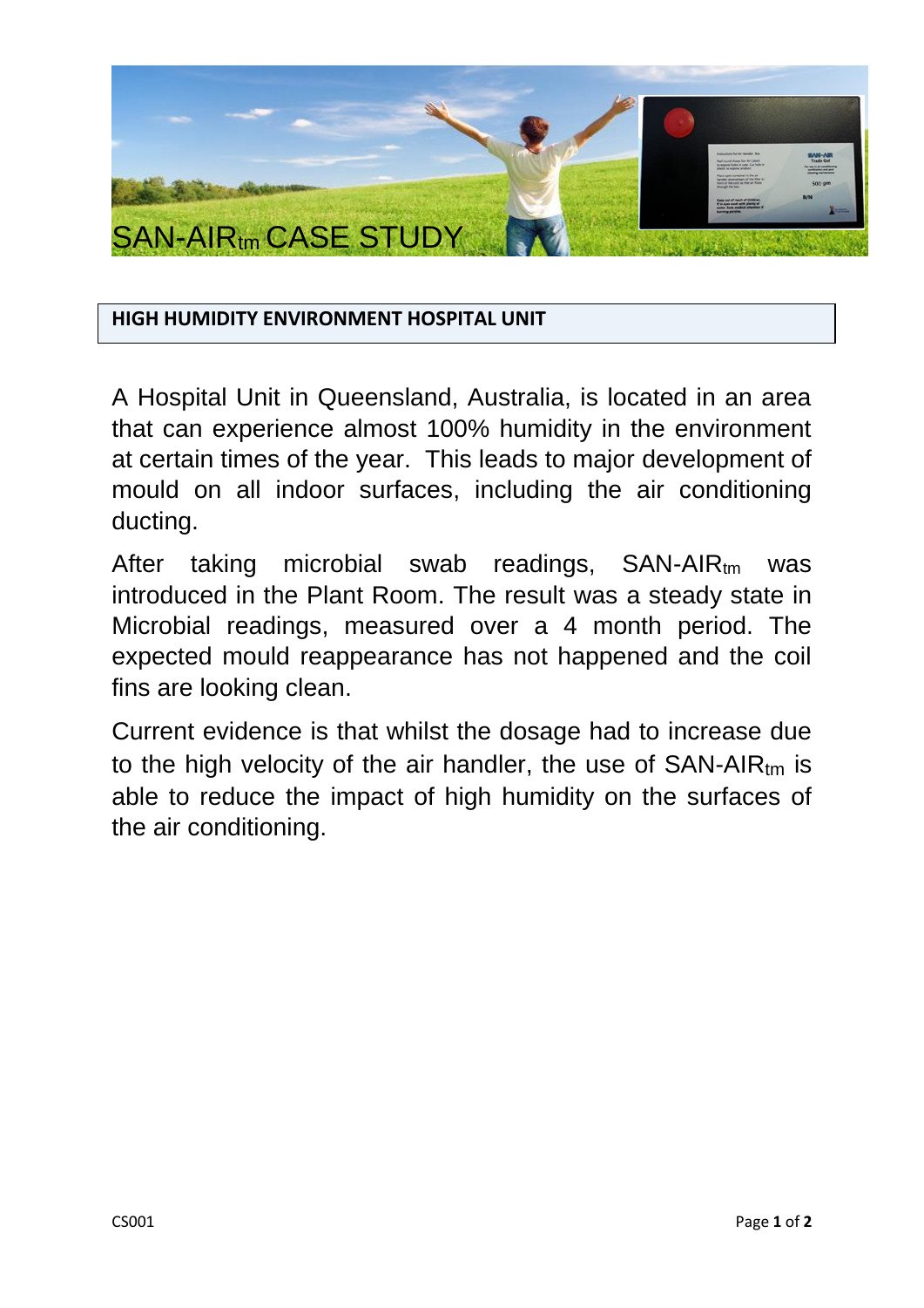# SAN-AIR$_{tm}$ CASE STUDY

## HIGH HUMIDITY ENVIRONMENT HOSPITAL UNIT

A Hospital Unit in Queensland, Australia, is located in an area that can experience almost 100% humidity in the environment at certain times of the year. This leads to major development of mould on all indoor surfaces, including the air conditioning ducting.

After taking microbial swab readings, SAN-AIR$_{tm}$ was introduced in the Plant Room. The result was a steady state in Microbial readings, measured over a 4 month period. The expected mould reappearance has not happened and the coil fins are looking clean.

Current evidence is that whilst the dosage had to increase due to the high velocity of the air handler, the use of SAN-AIR$_{tm}$ is able to reduce the impact of high humidity on the surfaces of the air conditioning.

CS001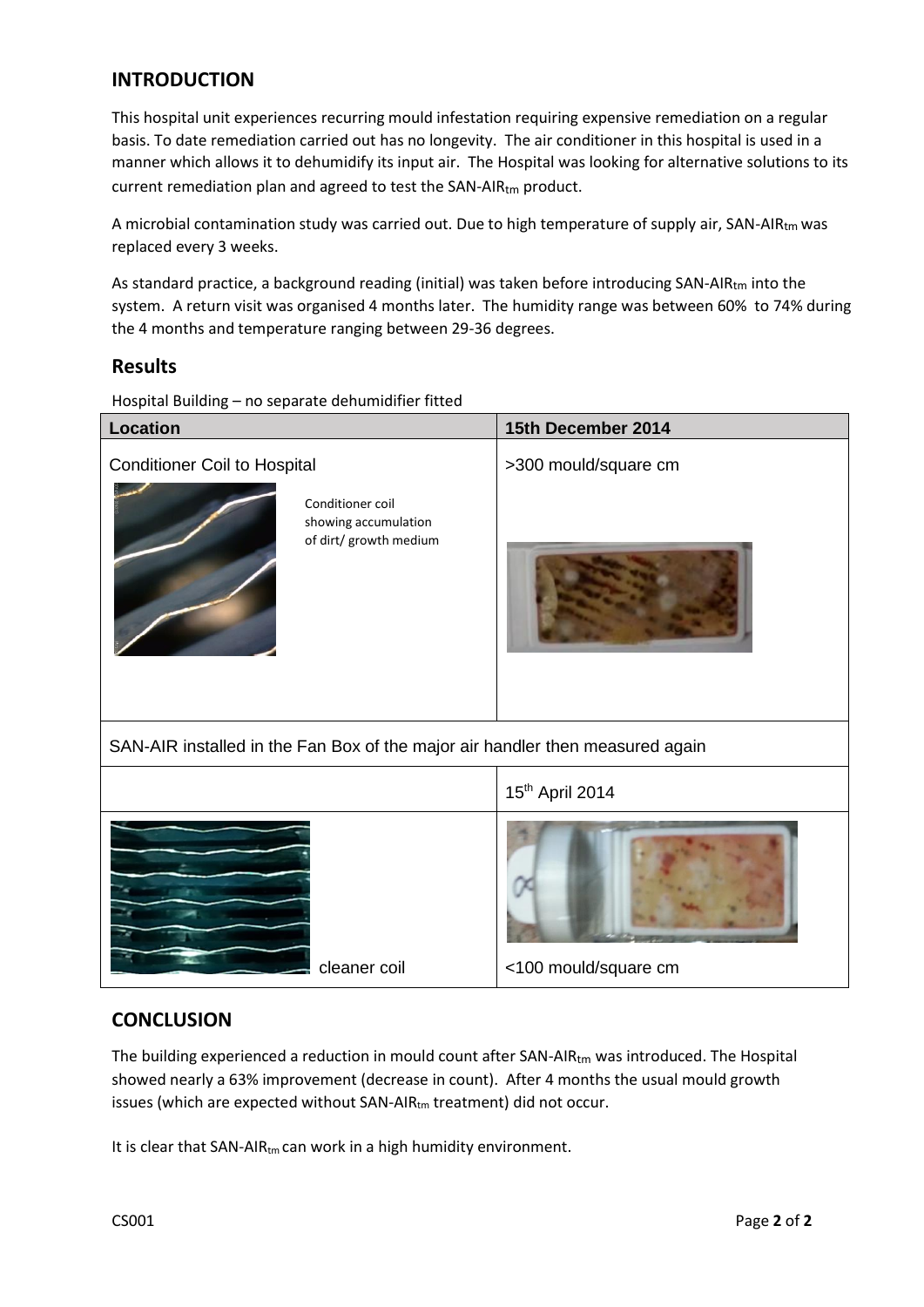## INTRODUCTION

This hospital unit experiences recurring mould infestation requiring expensive remediation on a regular basis. To date remediation carried out has no longevity. The air conditioner in this hospital is used in a manner which allows it to dehumidify its input air. The Hospital was looking for alternative solutions to its current remediation plan and agreed to test the SAN-AIR$_{tm}$ product.

A microbial contamination study was carried out. Due to high temperature of supply air, SAN-AIR$_{tm}$ was replaced every 3 weeks.

As standard practice, a background reading (initial) was taken before introducing SAN-AIR$_{tm}$ into the system. A return visit was organised 4 months later. The humidity range was between 60% to 74% during the 4 months and temperature ranging between 29-36 degrees.

## Results

Hospital Building – no separate dehumidifier fitted

| Location | 15th December 2014 |
|---|---|
| Conditioner Coil to Hospital<br>Conditioner coil showing accumulation of dirt/ growth medium | >300 mould/square cm |
| SAN-AIR installed in the Fan Box of the major air handler then measured again | |
| | 15th April 2014 |
| cleaner coil | <100 mould/square cm |

## CONCLUSION

The building experienced a reduction in mould count after SAN-AIR$_{tm}$ was introduced. The Hospital showed nearly a 63% improvement (decrease in count). After 4 months the usual mould growth issues (which are expected without SAN-AIR$_{tm}$ treatment) did not occur.

It is clear that SAN-AIR$_{tm}$ can work in a high humidity environment.

CS001